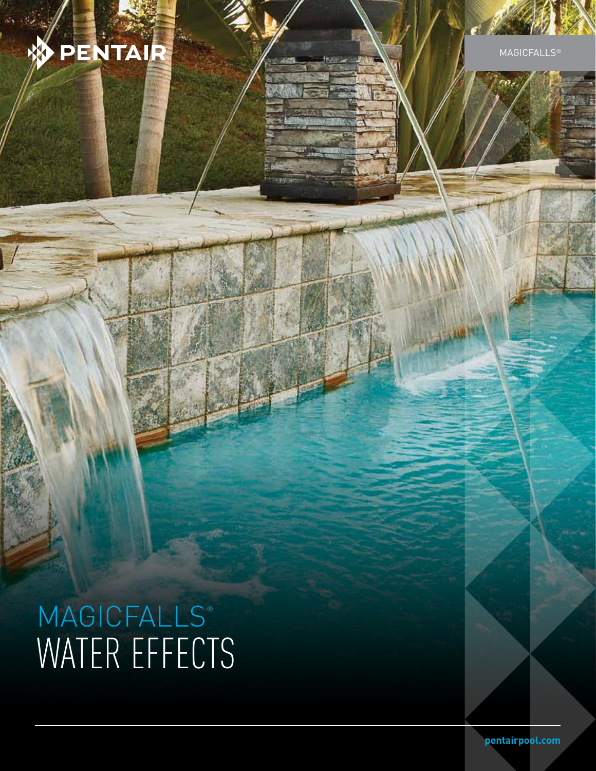PENTAIR

MAGICFALLS®

# MAGICFALLS® WATER EFFECTS

pentairpool.com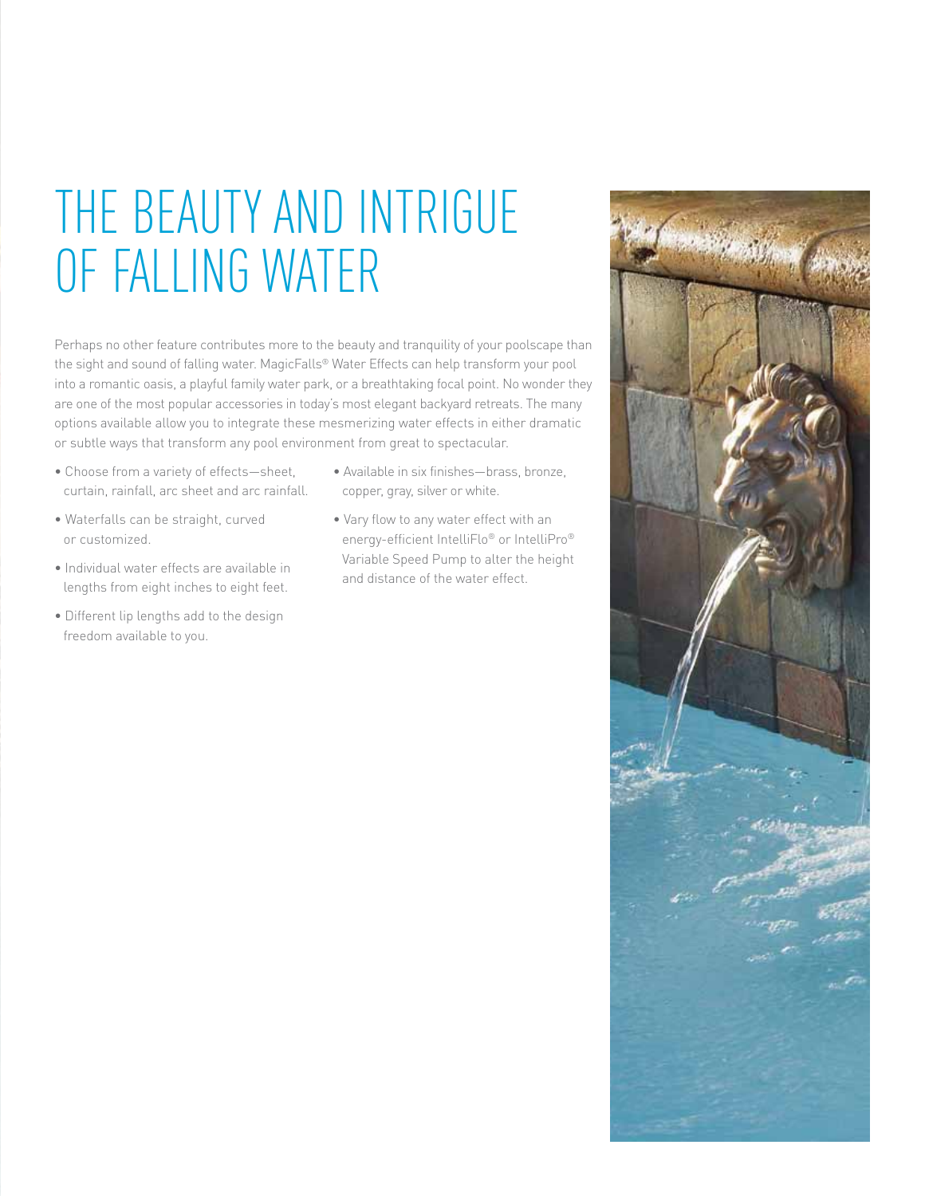# THE BEAUTY AND INTRIGUE OF FALLING WATER

Perhaps no other feature contributes more to the beauty and tranquility of your poolscape than the sight and sound of falling water. MagicFalls® Water Effects can help transform your pool into a romantic oasis, a playful family water park, or a breathtaking focal point. No wonder they are one of the most popular accessories in today's most elegant backyard retreats. The many options available allow you to integrate these mesmerizing water effects in either dramatic or subtle ways that transform any pool environment from great to spectacular.

- Choose from a variety of effects—sheet, curtain, rainfall, arc sheet and arc rainfall.
- Waterfalls can be straight, curved or customized.
- Individual water effects are available in lengths from eight inches to eight feet.
- Different lip lengths add to the design freedom available to you.
- Available in six finishes—brass, bronze, copper, gray, silver or white.
- Vary flow to any water effect with an energy-efficient IntelliFlo® or IntelliPro® Variable Speed Pump to alter the height and distance of the water effect.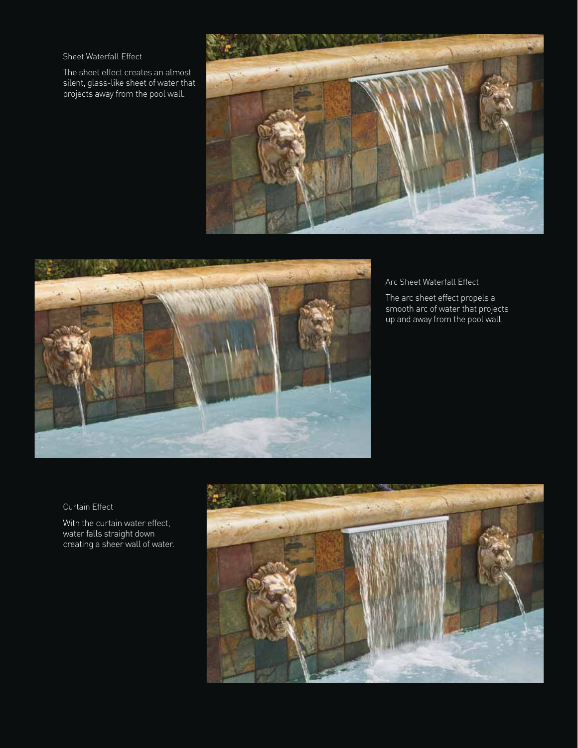### Sheet Waterfall Effect

The sheet effect creates an almost silent, glass-like sheet of water that projects away from the pool wall.

### Arc Sheet Waterfall Effect

The arc sheet effect propels a smooth arc of water that projects up and away from the pool wall.

### Curtain Effect

With the curtain water effect, water falls straight down creating a sheer wall of water.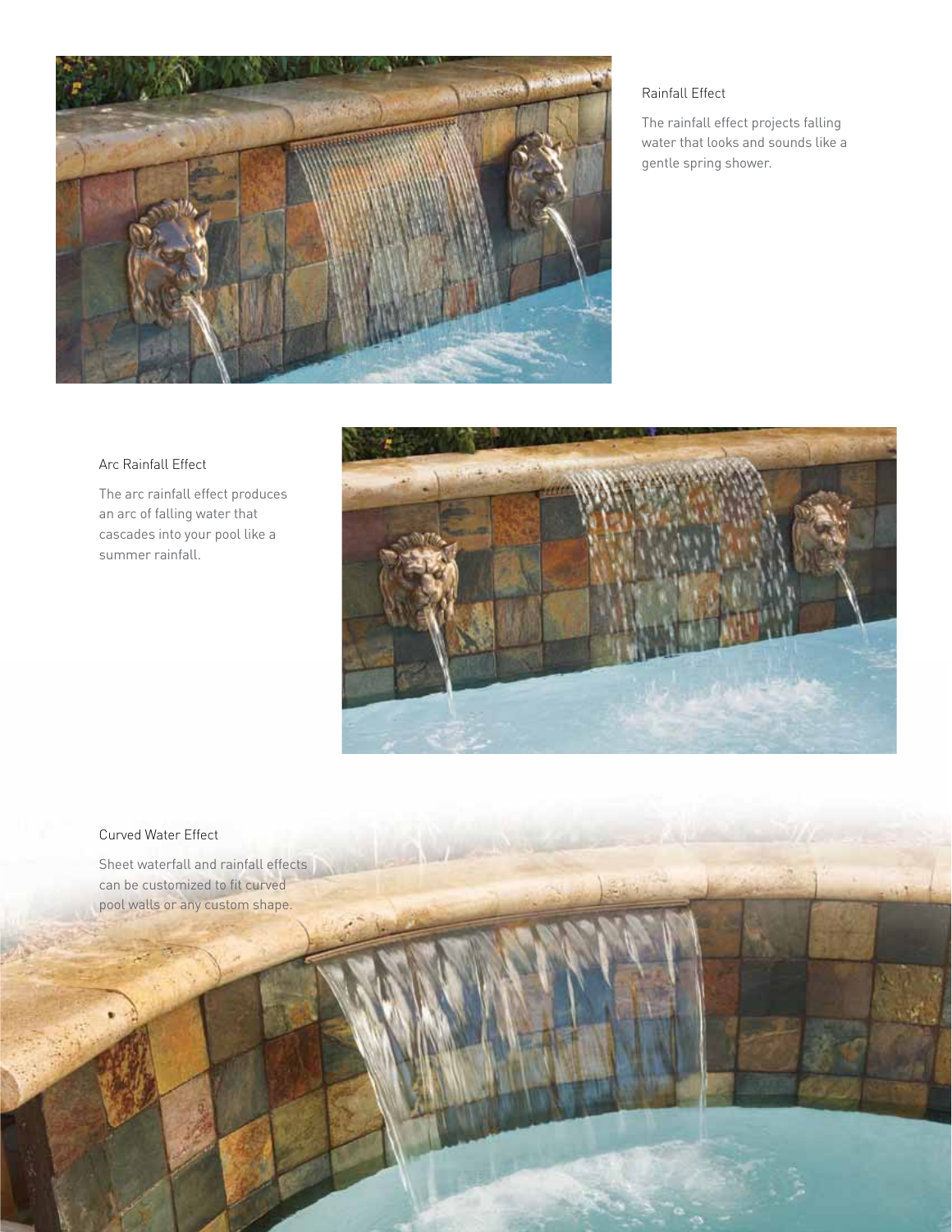### Rainfall Effect

The rainfall effect projects falling water that looks and sounds like a gentle spring shower.

### Arc Rainfall Effect

The arc rainfall effect produces an arc of falling water that cascades into your pool like a summer rainfall.

### Curved Water Effect

Sheet waterfall and rainfall effects can be customized to fit curved pool walls or any custom shape.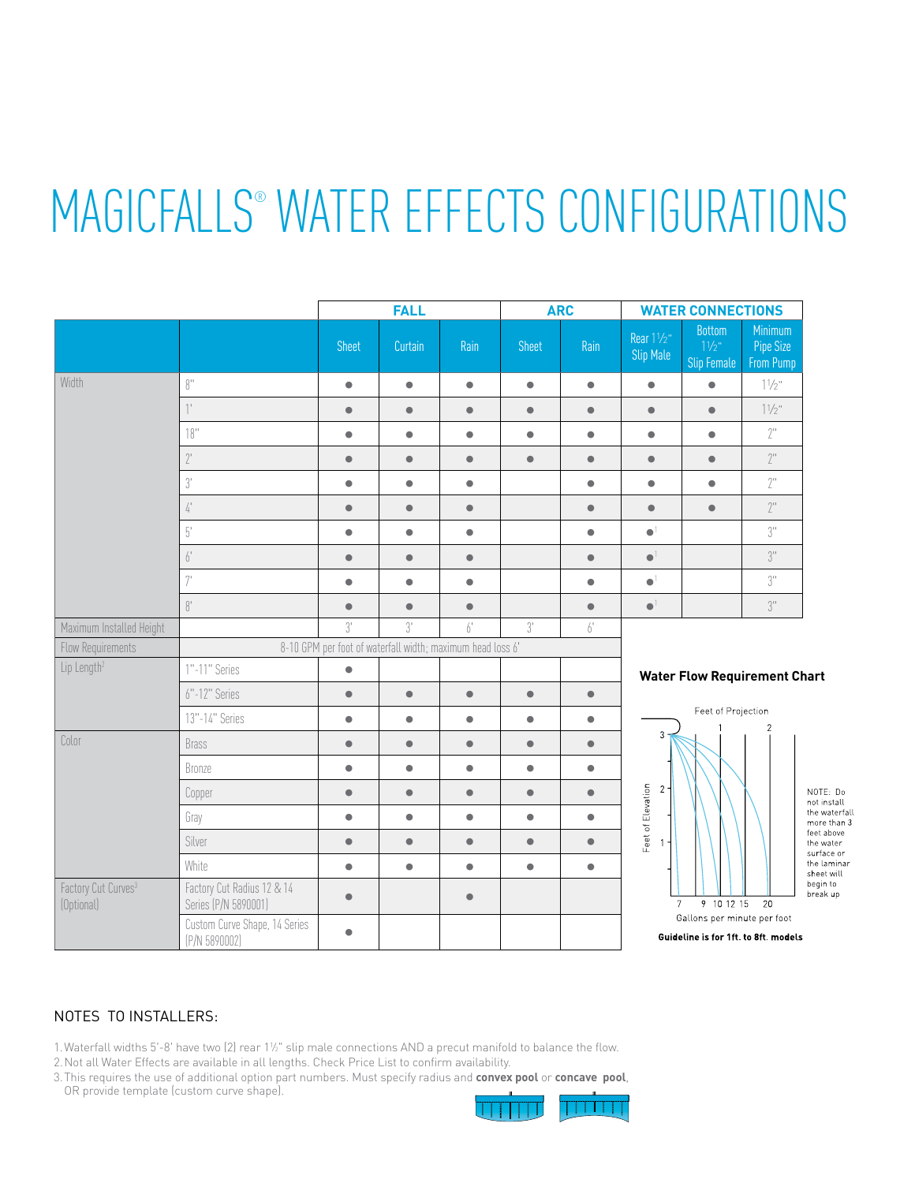# MAGICFALLS® WATER EFFECTS CONFIGURATIONS

| | | FALL | | | ARC | | WATER CONNECTIONS | | |
|---|---|---|---|---|---|---|---|---|---|
| | | Sheet | Curtain | Rain | Sheet | Rain | Rear 1½" Slip Male | Bottom 1½" Slip Female | Minimum Pipe Size From Pump |
| Width | 8" | ● | ● | ● | ● | ● | ● | ● | 1½" |
| | 1' | ● | ● | ● | ● | ● | ● | ● | 1½" |
| | 18" | ● | ● | ● | ● | ● | ● | ● | 2" |
| | 2' | ● | ● | ● | ● | ● | ● | ● | 2" |
| | 3' | ● | ● | ● | | ● | ● | ● | 2" |
| | 4' | ● | ● | ● | | ● | ● | ● | 2" |
| | 5' | ● | ● | ● | | ● | ●[1] | | 3" |
| | 6' | ● | ● | ● | | ● | ●[1] | | 3" |
| | 7' | ● | ● | ● | | ● | ●[1] | | 3" |
| | 8' | ● | ● | ● | | ● | ●[1] | | 3" |
| Maximum Installed Height | | 3' | 3' | 6' | 3' | 6' | | | |
| Flow Requirements | 8-10 GPM per foot of waterfall width; maximum head loss 6' | | | | | | | | |
| Lip Length[2] | 1"-11" Series | ● | | | | | | | |
| | 6"-12" Series | ● | ● | ● | ● | ● | | | |
| | 13"-14" Series | ● | ● | ● | ● | ● | | | |
| Color | Brass | ● | ● | ● | ● | ● | | | |
| | Bronze | ● | ● | ● | ● | ● | | | |
| | Copper | ● | ● | ● | ● | ● | | | |
| | Gray | ● | ● | ● | ● | ● | | | |
| | Silver | ● | ● | ● | ● | ● | | | |
| | White | ● | ● | ● | ● | ● | | | |
| Factory Cut Curves[3] (Optional) | Factory Cut Radius 12 & 14 Series (P/N 5890001) | ● | | ● | | | | | |
| | Custom Curve Shape, 14 Series (P/N 5890002) | ● | | | | | | | |

**Water Flow Requirement Chart**

Feet of Projection: 1, 2
Feet of Elevation: 1, 2, 3
Gallons per minute per foot: 7, 9, 10, 12, 15, 20

NOTE: Do not install the waterfall more than 3 feet above the water surface or the laminar sheet will begin to break up

**Guideline is for 1ft. to 8ft. models**

## NOTES TO INSTALLERS:

1. Waterfall widths 5'-8' have two (2) rear 1½" slip male connections AND a precut manifold to balance the flow.
2. Not all Water Effects are available in all lengths. Check Price List to confirm availability.
3. This requires the use of additional option part numbers. Must specify radius and **convex pool** or **concave pool**, OR provide template (custom curve shape).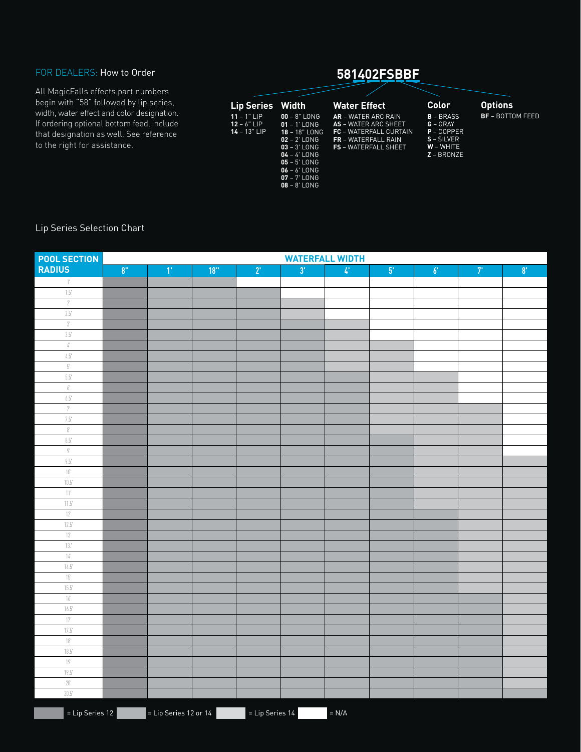FOR DEALERS: How to Order

All MagicFalls effects part numbers begin with "58" followed by lip series, width, water effect and color designation. If ordering optional bottom feed, include that designation as well. See reference to the right for assistance.

**581402FSBBF**

| Lip Series | Width | Water Effect | Color | Options |
|---|---|---|---|---|
| **11** – 1" LIP | **00** – 8" LONG | **AR** – WATER ARC RAIN | **B** – BRASS | **BF** – BOTTOM FEED |
| **12** – 6" LIP | **01** – 1' LONG | **AS** – WATER ARC SHEET | **G** – GRAY | |
| **14** – 13" LIP | **18** – 18" LONG | **FC** – WATERFALL CURTAIN | **P** – COPPER | |
| | **02** – 2' LONG | **FR** – WATERFALL RAIN | **S** – SILVER | |
| | **03** – 3' LONG | **FS** – WATERFALL SHEET | **W** – WHITE | |
| | **04** – 4' LONG | | **Z** – BRONZE | |
| | **05** – 5' LONG | | | |
| | **06** – 6' LONG | | | |
| | **07** – 7' LONG | | | |
| | **08** – 8' LONG | | | |

## Lip Series Selection Chart

| POOL SECTION RADIUS | WATERFALL WIDTH | | | | | | | | | |
|---|---|---|---|---|---|---|---|---|---|---|
| | 8" | 1' | 18" | 2' | 3' | 4' | 5' | 6' | 7' | 8' |
| 1' | 12 | 12 or 14 | 12 or 14 | N/A | N/A | N/A | N/A | N/A | N/A | N/A |
| 1.5' | 12 | 12 or 14 | 12 or 14 | 12 or 14 | N/A | N/A | N/A | N/A | N/A | N/A |
| 2' | 12 | 12 or 14 | 12 or 14 | 12 or 14 | 14 | N/A | N/A | N/A | N/A | N/A |
| 2.5' | 12 | 12 or 14 | 12 or 14 | 12 or 14 | 14 | N/A | N/A | N/A | N/A | N/A |
| 3' | 12 | 12 or 14 | 12 or 14 | 12 or 14 | 12 or 14 | 14 | N/A | N/A | N/A | N/A |
| 3.5' | 12 | 12 or 14 | 12 or 14 | 12 or 14 | 12 or 14 | 14 | N/A | N/A | N/A | N/A |
| 4' | 12 | 12 or 14 | 12 or 14 | 12 or 14 | 12 or 14 | 14 | 14 | N/A | N/A | N/A |
| 4.5' | 12 | 12 or 14 | 12 or 14 | 12 or 14 | 12 or 14 | 14 | 14 | N/A | N/A | N/A |
| 5' | 12 | 12 or 14 | 12 or 14 | 12 or 14 | 12 or 14 | 14 | 14 | N/A | N/A | N/A |
| 5.5' | 12 | 12 or 14 | 12 or 14 | 12 or 14 | 12 or 14 | 12 or 14 | 14 | 14 | N/A | N/A |
| 6' | 12 | 12 or 14 | 12 or 14 | 12 or 14 | 12 or 14 | 12 or 14 | 14 | 14 | N/A | N/A |
| 6.5' | 12 | 12 or 14 | 12 or 14 | 12 or 14 | 12 or 14 | 12 or 14 | 14 | 14 | N/A | N/A |
| 7' | 12 | 12 or 14 | 12 or 14 | 12 or 14 | 12 or 14 | 12 or 14 | 14 | 14 | 14 | N/A |
| 7.5' | 12 | 12 or 14 | 12 or 14 | 12 or 14 | 12 or 14 | 12 or 14 | 14 | 14 | 14 | N/A |
| 8' | 12 | 12 or 14 | 12 or 14 | 12 or 14 | 12 or 14 | 12 or 14 | 14 | 14 | 14 | N/A |
| 8.5' | 12 | 12 or 14 | 12 or 14 | 12 or 14 | 12 or 14 | 12 or 14 | 12 or 14 | 14 | 14 | N/A |
| 9' | 12 | 12 or 14 | 12 or 14 | 12 or 14 | 12 or 14 | 12 or 14 | 12 or 14 | 14 | 14 | N/A |
| 9.5' | 12 | 12 or 14 | 12 or 14 | 12 or 14 | 12 or 14 | 12 or 14 | 12 or 14 | 14 | 14 | 14 |
| 10' | 12 | 12 or 14 | 12 or 14 | 12 or 14 | 12 or 14 | 12 or 14 | 12 or 14 | 14 | 14 | 14 |
| 10.5' | 12 | 12 or 14 | 12 or 14 | 12 or 14 | 12 or 14 | 12 or 14 | 12 or 14 | 14 | 14 | 14 |
| 11' | 12 | 12 or 14 | 12 or 14 | 12 or 14 | 12 or 14 | 12 or 14 | 12 or 14 | 14 | 14 | 14 |
| 11.5' | 12 | 12 or 14 | 12 or 14 | 12 or 14 | 12 or 14 | 12 or 14 | 12 or 14 | 14 | 14 | 14 |
| 12' | 12 | 12 or 14 | 12 or 14 | 12 or 14 | 12 or 14 | 12 or 14 | 12 or 14 | 12 or 14 | 14 | 14 |
| 12.5' | 12 | 12 or 14 | 12 or 14 | 12 or 14 | 12 or 14 | 12 or 14 | 12 or 14 | 12 or 14 | 14 | 14 |
| 13' | 12 | 12 or 14 | 12 or 14 | 12 or 14 | 12 or 14 | 12 or 14 | 12 or 14 | 12 or 14 | 14 | 14 |
| 13' | 12 | 12 or 14 | 12 or 14 | 12 or 14 | 12 or 14 | 12 or 14 | 12 or 14 | 12 or 14 | 14 | 14 |
| 14' | 12 | 12 or 14 | 12 or 14 | 12 or 14 | 12 or 14 | 12 or 14 | 12 or 14 | 12 or 14 | 14 | 14 |
| 14.5' | 12 | 12 or 14 | 12 or 14 | 12 or 14 | 12 or 14 | 12 or 14 | 12 or 14 | 12 or 14 | 14 | 14 |
| 15' | 12 | 12 or 14 | 12 or 14 | 12 or 14 | 12 or 14 | 12 or 14 | 12 or 14 | 12 or 14 | 14 | 14 |
| 15.5' | 12 | 12 or 14 | 12 or 14 | 12 or 14 | 12 or 14 | 12 or 14 | 12 or 14 | 12 or 14 | 14 | 14 |
| 16' | 12 | 12 or 14 | 12 or 14 | 12 or 14 | 12 or 14 | 12 or 14 | 12 or 14 | 12 or 14 | 12 or 14 | 14 |
| 16.5' | 12 | 12 or 14 | 12 or 14 | 12 or 14 | 12 or 14 | 12 or 14 | 12 or 14 | 12 or 14 | 12 or 14 | 14 |
| 17' | 12 | 12 or 14 | 12 or 14 | 12 or 14 | 12 or 14 | 12 or 14 | 12 or 14 | 12 or 14 | 12 or 14 | 14 |
| 17.5' | 12 | 12 or 14 | 12 or 14 | 12 or 14 | 12 or 14 | 12 or 14 | 12 or 14 | 12 or 14 | 12 or 14 | 14 |
| 18' | 12 | 12 or 14 | 12 or 14 | 12 or 14 | 12 or 14 | 12 or 14 | 12 or 14 | 12 or 14 | 12 or 14 | 14 |
| 18.5' | 12 | 12 or 14 | 12 or 14 | 12 or 14 | 12 or 14 | 12 or 14 | 12 or 14 | 12 or 14 | 12 or 14 | 14 |
| 19' | 12 | 12 or 14 | 12 or 14 | 12 or 14 | 12 or 14 | 12 or 14 | 12 or 14 | 12 or 14 | 12 or 14 | 14 |
| 19.5' | 12 | 12 or 14 | 12 or 14 | 12 or 14 | 12 or 14 | 12 or 14 | 12 or 14 | 12 or 14 | 12 or 14 | 14 |
| 20' | 12 | 12 or 14 | 12 or 14 | 12 or 14 | 12 or 14 | 12 or 14 | 12 or 14 | 12 or 14 | 12 or 14 | 14 |
| 20.5' | 12 | 12 or 14 | 12 or 14 | 12 or 14 | 12 or 14 | 12 or 14 | 12 or 14 | 12 or 14 | 12 or 14 | 12 or 14 |

Legend: 12 = Lip Series 12; 12 or 14 = Lip Series 12 or 14; 14 = Lip Series 14; N/A = N/A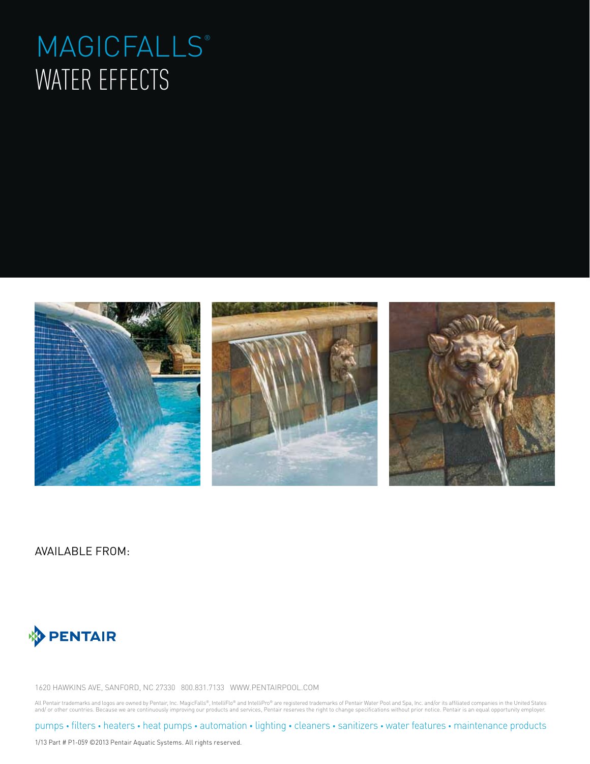# MAGICFALLS®

## WATER EFFECTS

AVAILABLE FROM:

PENTAIR

1620 HAWKINS AVE, SANFORD, NC 27330   800.831.7133   WWW.PENTAIRPOOL.COM

All Pentair trademarks and logos are owned by Pentair, Inc. MagicFalls®, IntelliFlo® and IntelliPro® are registered trademarks of Pentair Water Pool and Spa, Inc. and/or its affiliated companies in the United States and/ or other countries. Because we are continuously improving our products and services, Pentair reserves the right to change specifications without prior notice. Pentair is an equal opportunity employer.

pumps • filters • heaters • heat pumps • automation • lighting • cleaners • sanitizers • water features • maintenance products

1/13 Part # P1-059 ©2013 Pentair Aquatic Systems. All rights reserved.